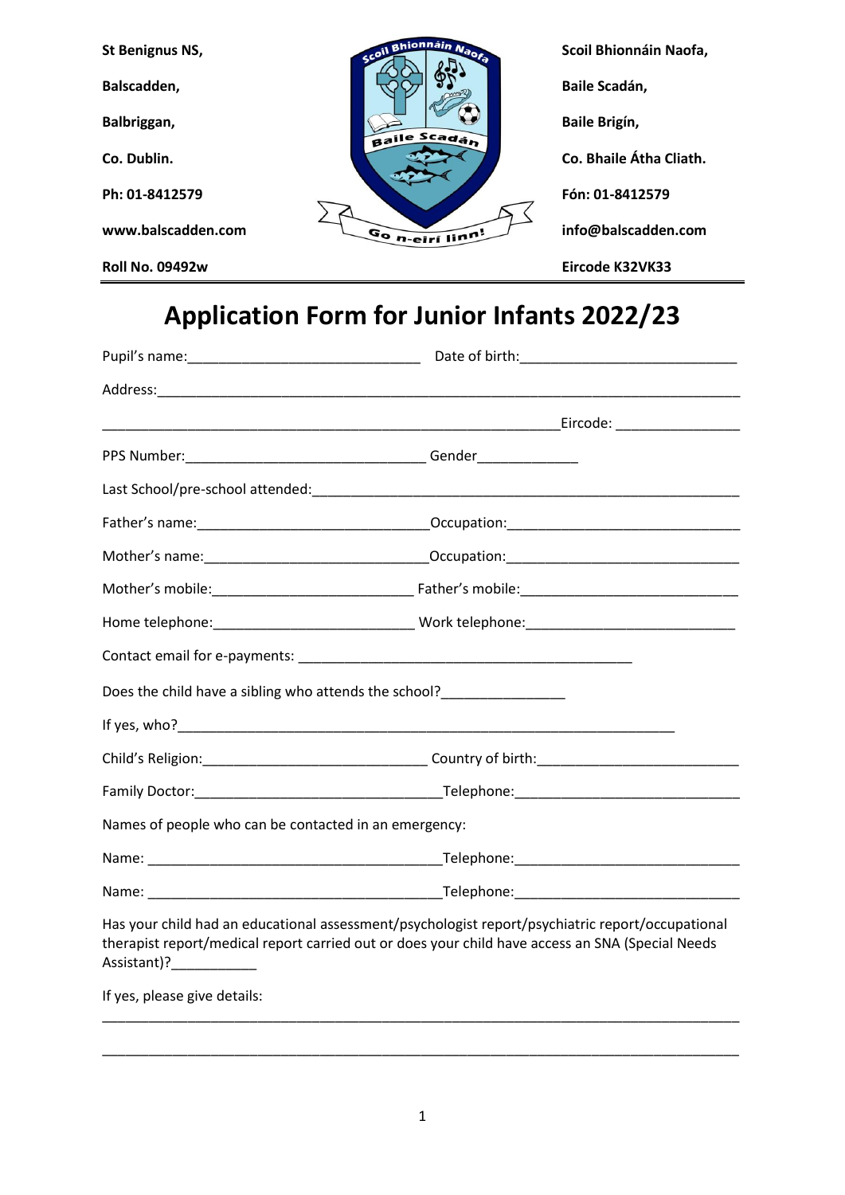| St Benignus NS, | Scoil Bhionnáin Naofa, |
|---|---|
| Balscadden, | Baile Scadán, |
| Balbriggan, | Baile Brigín, |
| Co. Dublin. | Co. Bhaile Átha Cliath. |
| Ph: 01-8412579 | Fón: 01-8412579 |
| www.balscadden.com | info@balscadden.com |
| Roll No. 09492w | Eircode K32VK33 |

Scoil Bhionnáin Naofa — Baile Scadán — Go n-eirí linn!

# Application Form for Junior Infants 2022/23

Pupil's name:______________________________ Date of birth:____________________________

Address:_______________________________________________________________________________

___________________________________________________________Eircode: ________________

PPS Number:_______________________________ Gender_____________

Last School/pre-school attended:___________________________________________________________

Father's name:______________________________Occupation:_______________________________

Mother's name:_____________________________Occupation:_______________________________

Mother's mobile:_________________________ Father's mobile:____________________________

Home telephone:__________________________ Work telephone:___________________________

Contact email for e-payments: _____________________________________________

Does the child have a sibling who attends the school?________________

If yes, who?_________________________________________________________________

Child's Religion:_____________________________ Country of birth:__________________________

Family Doctor:________________________________Telephone:_____________________________

Names of people who can be contacted in an emergency:

Name: ______________________________________Telephone:_____________________________

Name: ______________________________________Telephone:_____________________________

Has your child had an educational assessment/psychologist report/psychiatric report/occupational therapist report/medical report carried out or does your child have access an SNA (Special Needs Assistant)?___________

If yes, please give details:

_______________________________________________________________________________________

_______________________________________________________________________________________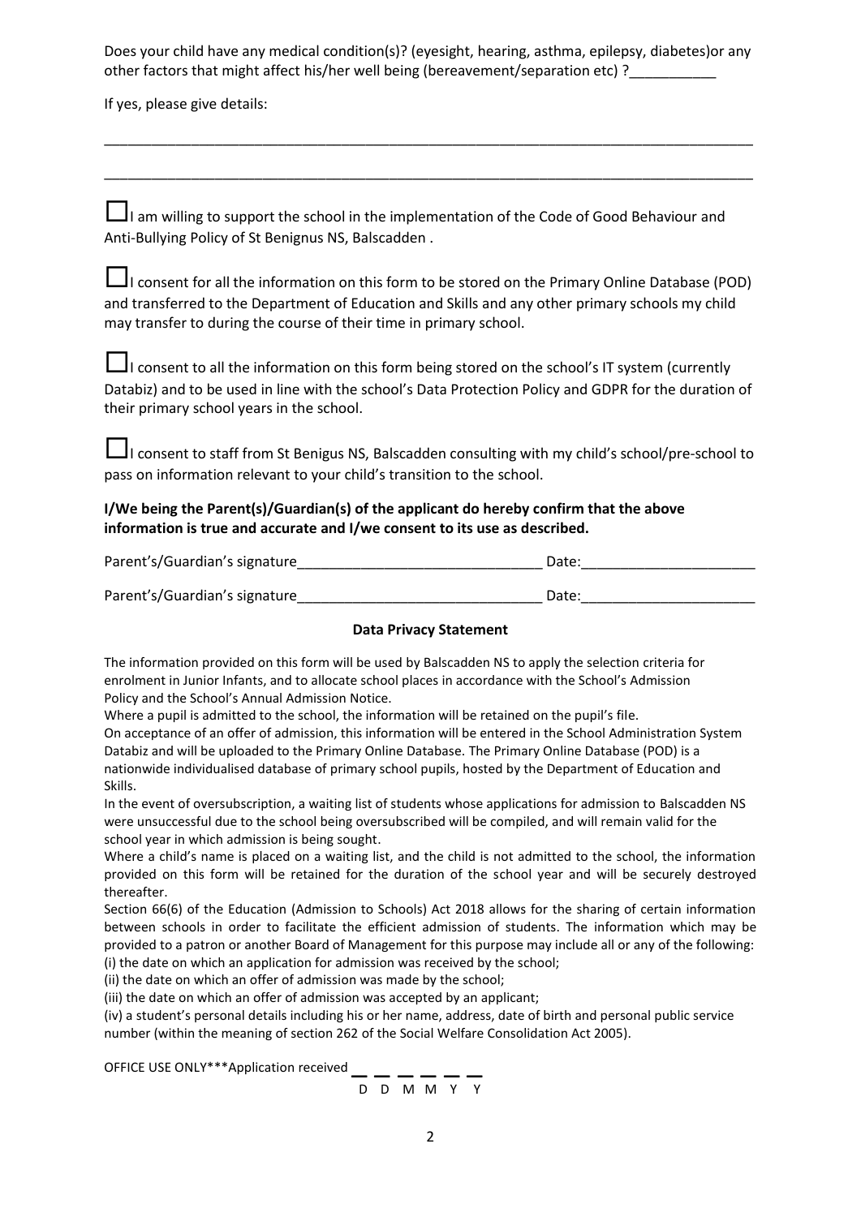Does your child have any medical condition(s)? (eyesight, hearing, asthma, epilepsy, diabetes)or any other factors that might affect his/her well being (bereavement/separation etc) ?___________

If yes, please give details:

_____________________________________________________________________________________

_____________________________________________________________________________________

☐ I am willing to support the school in the implementation of the Code of Good Behaviour and Anti-Bullying Policy of St Benignus NS, Balscadden .

☐ I consent for all the information on this form to be stored on the Primary Online Database (POD) and transferred to the Department of Education and Skills and any other primary schools my child may transfer to during the course of their time in primary school.

☐ I consent to all the information on this form being stored on the school's IT system (currently Databiz) and to be used in line with the school's Data Protection Policy and GDPR for the duration of their primary school years in the school.

☐ I consent to staff from St Benigus NS, Balscadden consulting with my child's school/pre-school to pass on information relevant to your child's transition to the school.

**I/We being the Parent(s)/Guardian(s) of the applicant do hereby confirm that the above information is true and accurate and I/we consent to its use as described.**

Parent's/Guardian's signature_______________________________ Date:______________________

Parent's/Guardian's signature_______________________________ Date:______________________

**Data Privacy Statement**

The information provided on this form will be used by Balscadden NS to apply the selection criteria for enrolment in Junior Infants, and to allocate school places in accordance with the School's Admission Policy and the School's Annual Admission Notice.

Where a pupil is admitted to the school, the information will be retained on the pupil's file.

On acceptance of an offer of admission, this information will be entered in the School Administration System Databiz and will be uploaded to the Primary Online Database. The Primary Online Database (POD) is a nationwide individualised database of primary school pupils, hosted by the Department of Education and Skills.

In the event of oversubscription, a waiting list of students whose applications for admission to Balscadden NS were unsuccessful due to the school being oversubscribed will be compiled, and will remain valid for the school year in which admission is being sought.

Where a child's name is placed on a waiting list, and the child is not admitted to the school, the information provided on this form will be retained for the duration of the school year and will be securely destroyed thereafter.

Section 66(6) of the Education (Admission to Schools) Act 2018 allows for the sharing of certain information between schools in order to facilitate the efficient admission of students. The information which may be provided to a patron or another Board of Management for this purpose may include all or any of the following:

(i) the date on which an application for admission was received by the school;

(ii) the date on which an offer of admission was made by the school;

(iii) the date on which an offer of admission was accepted by an applicant;

(iv) a student's personal details including his or her name, address, date of birth and personal public service number (within the meaning of section 262 of the Social Welfare Consolidation Act 2005).

OFFICE USE ONLY***Application received __ __ __ __ __ __
D D M M Y Y